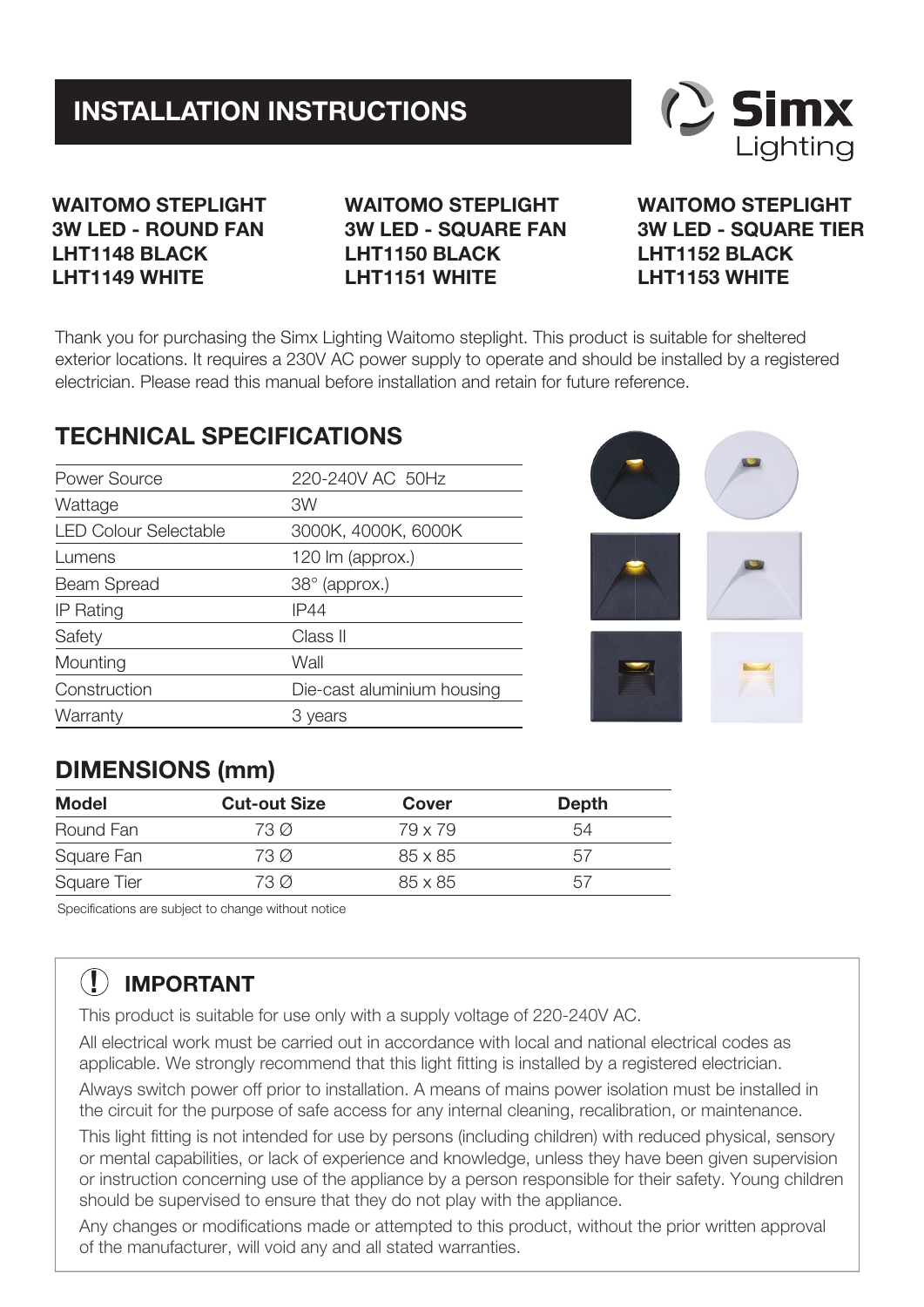# INSTALLATION INSTRUCTIONS

Simx Lighting

**WAITOMO STEPLIGHT**
**3W LED - ROUND FAN**
**LHT1148 BLACK**
**LHT1149 WHITE**

**WAITOMO STEPLIGHT**
**3W LED - SQUARE FAN**
**LHT1150 BLACK**
**LHT1151 WHITE**

**WAITOMO STEPLIGHT**
**3W LED - SQUARE TIER**
**LHT1152 BLACK**
**LHT1153 WHITE**

Thank you for purchasing the Simx Lighting Waitomo steplight. This product is suitable for sheltered exterior locations. It requires a 230V AC power supply to operate and should be installed by a registered electrician. Please read this manual before installation and retain for future reference.

## TECHNICAL SPECIFICATIONS

| | |
|---|---|
| Power Source | 220-240V AC 50Hz |
| Wattage | 3W |
| LED Colour Selectable | 3000K, 4000K, 6000K |
| Lumens | 120 lm (approx.) |
| Beam Spread | 38° (approx.) |
| IP Rating | IP44 |
| Safety | Class II |
| Mounting | Wall |
| Construction | Die-cast aluminium housing |
| Warranty | 3 years |

## DIMENSIONS (mm)

| Model | Cut-out Size | Cover | Depth |
|---|---|---|---|
| Round Fan | 73 Ø | 79 x 79 | 54 |
| Square Fan | 73 Ø | 85 x 85 | 57 |
| Square Tier | 73 Ø | 85 x 85 | 57 |

Specifications are subject to change without notice

## IMPORTANT

This product is suitable for use only with a supply voltage of 220-240V AC.

All electrical work must be carried out in accordance with local and national electrical codes as applicable. We strongly recommend that this light fitting is installed by a registered electrician.

Always switch power off prior to installation. A means of mains power isolation must be installed in the circuit for the purpose of safe access for any internal cleaning, recalibration, or maintenance.

This light fitting is not intended for use by persons (including children) with reduced physical, sensory or mental capabilities, or lack of experience and knowledge, unless they have been given supervision or instruction concerning use of the appliance by a person responsible for their safety. Young children should be supervised to ensure that they do not play with the appliance.

Any changes or modifications made or attempted to this product, without the prior written approval of the manufacturer, will void any and all stated warranties.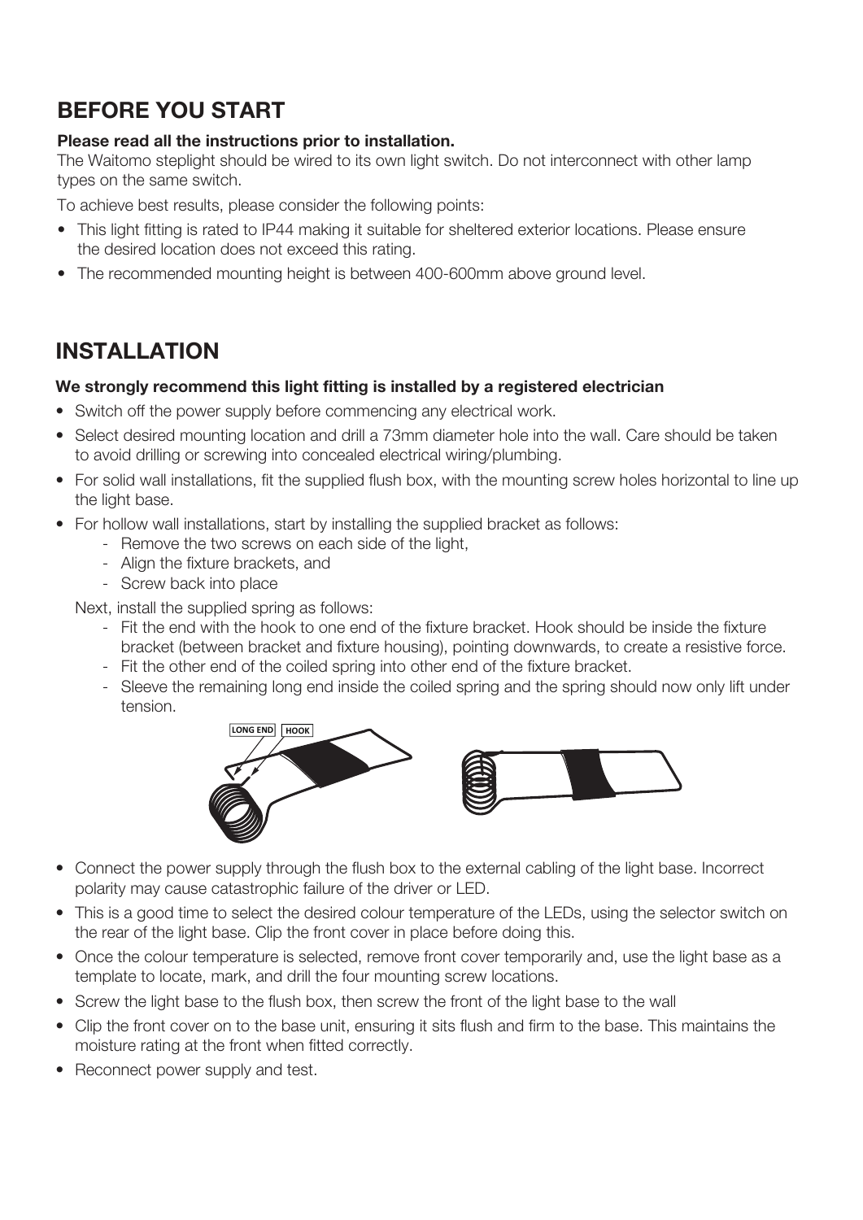## BEFORE YOU START

**Please read all the instructions prior to installation.**

The Waitomo steplight should be wired to its own light switch. Do not interconnect with other lamp types on the same switch.

To achieve best results, please consider the following points:

- This light fitting is rated to IP44 making it suitable for sheltered exterior locations. Please ensure the desired location does not exceed this rating.
- The recommended mounting height is between 400-600mm above ground level.

## INSTALLATION

**We strongly recommend this light fitting is installed by a registered electrician**

- Switch off the power supply before commencing any electrical work.
- Select desired mounting location and drill a 73mm diameter hole into the wall. Care should be taken to avoid drilling or screwing into concealed electrical wiring/plumbing.
- For solid wall installations, fit the supplied flush box, with the mounting screw holes horizontal to line up the light base.
- For hollow wall installations, start by installing the supplied bracket as follows:
  - Remove the two screws on each side of the light,
  - Align the fixture brackets, and
  - Screw back into place

  Next, install the supplied spring as follows:
  - Fit the end with the hook to one end of the fixture bracket. Hook should be inside the fixture bracket (between bracket and fixture housing), pointing downwards, to create a resistive force.
  - Fit the other end of the coiled spring into other end of the fixture bracket.
  - Sleeve the remaining long end inside the coiled spring and the spring should now only lift under tension.

LONG END HOOK

- Connect the power supply through the flush box to the external cabling of the light base. Incorrect polarity may cause catastrophic failure of the driver or LED.
- This is a good time to select the desired colour temperature of the LEDs, using the selector switch on the rear of the light base. Clip the front cover in place before doing this.
- Once the colour temperature is selected, remove front cover temporarily and, use the light base as a template to locate, mark, and drill the four mounting screw locations.
- Screw the light base to the flush box, then screw the front of the light base to the wall
- Clip the front cover on to the base unit, ensuring it sits flush and firm to the base. This maintains the moisture rating at the front when fitted correctly.
- Reconnect power supply and test.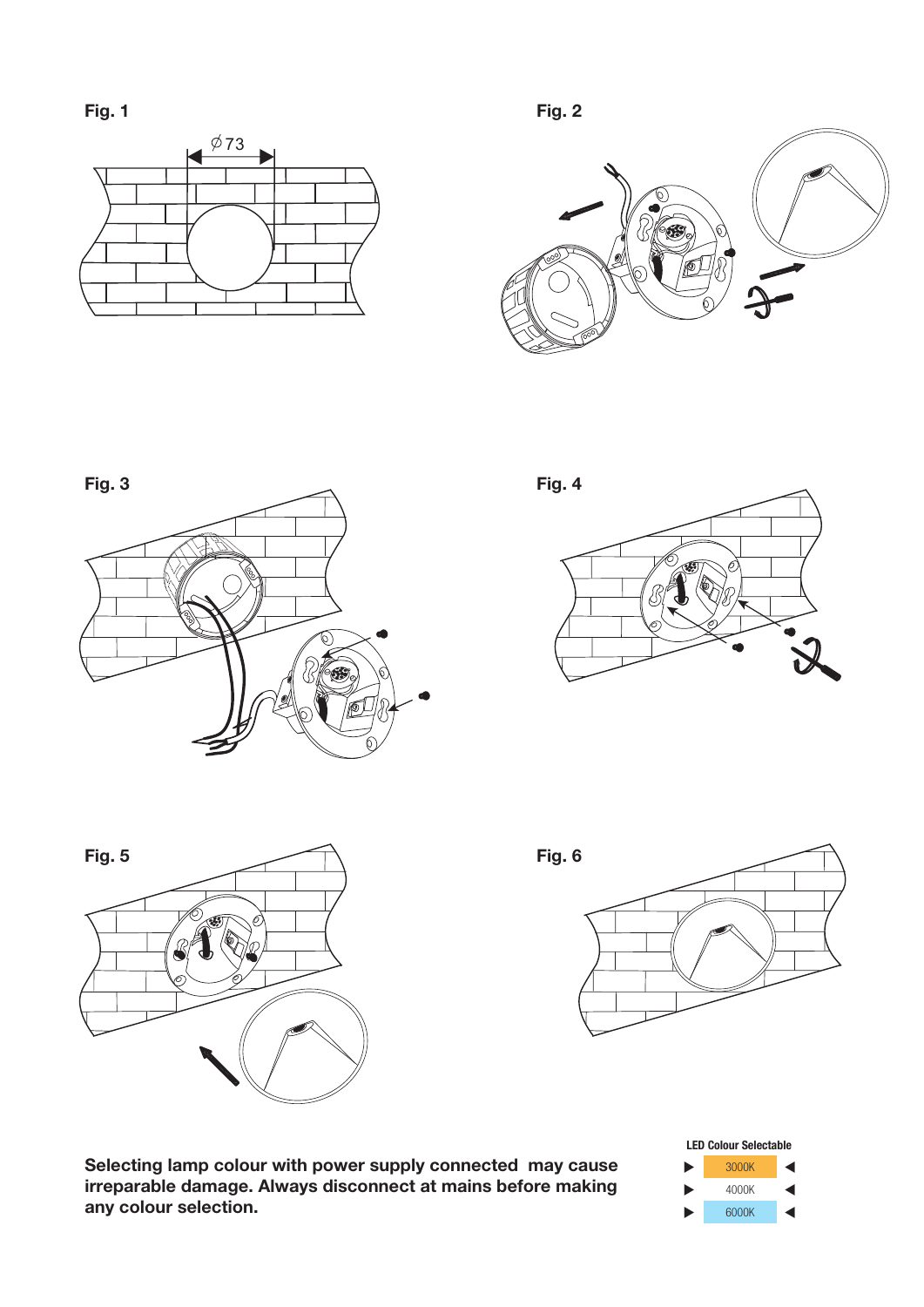**Fig. 1**

Ø73

**Fig. 2**

**Fig. 3**

**Fig. 4**

**Fig. 5**

**Fig. 6**

**Selecting lamp colour with power supply connected may cause irreparable damage. Always disconnect at mains before making any colour selection.**

**LED Colour Selectable**

| LED Colour Selectable |
|---|
| 3000K |
| 4000K |
| 6000K |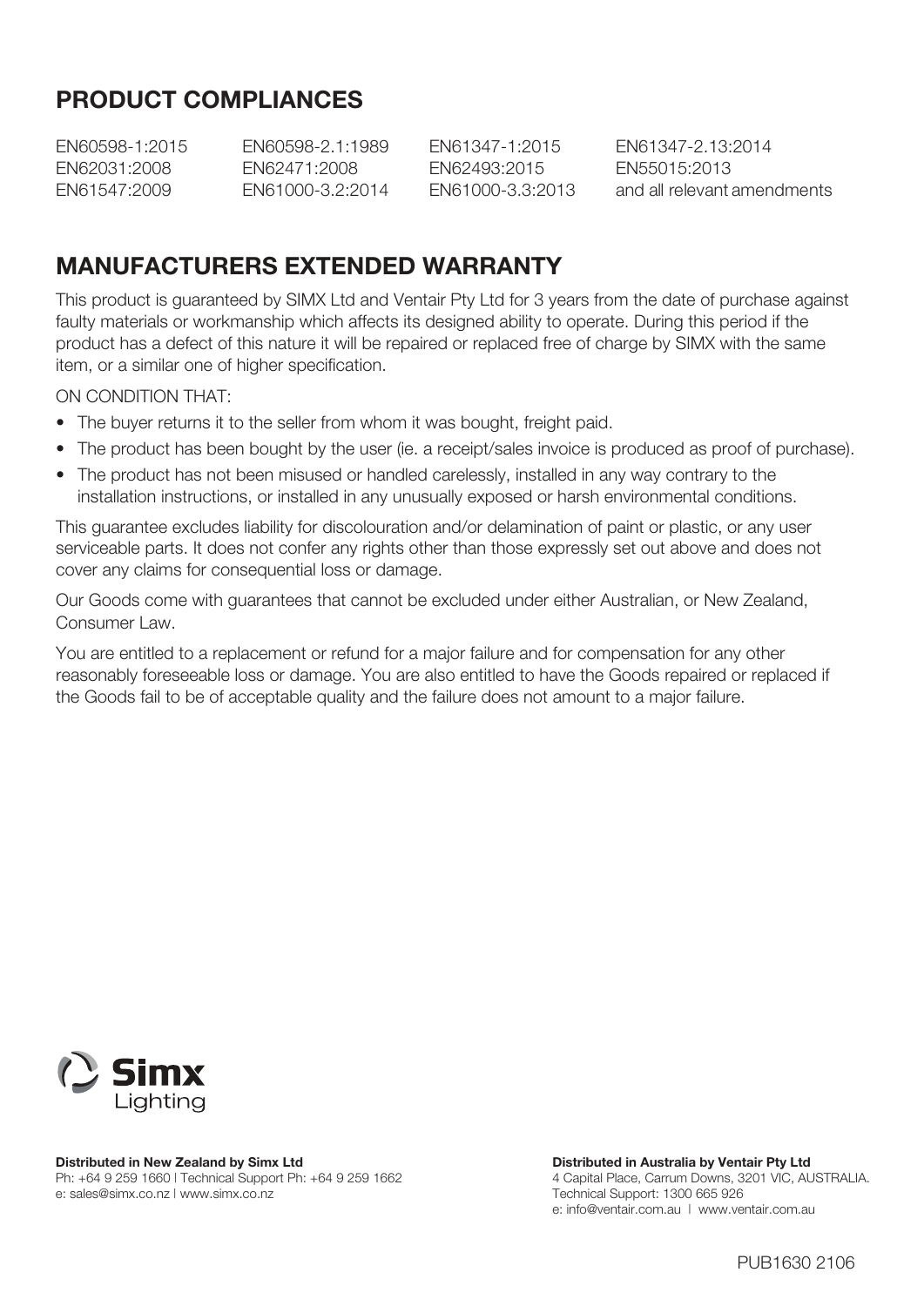## PRODUCT COMPLIANCES

| | | | |
|---|---|---|---|
| EN60598-1:2015 | EN60598-2.1:1989 | EN61347-1:2015 | EN61347-2.13:2014 |
| EN62031:2008 | EN62471:2008 | EN62493:2015 | EN55015:2013 |
| EN61547:2009 | EN61000-3.2:2014 | EN61000-3.3:2013 | and all relevant amendments |

## MANUFACTURERS EXTENDED WARRANTY

This product is guaranteed by SIMX Ltd and Ventair Pty Ltd for 3 years from the date of purchase against faulty materials or workmanship which affects its designed ability to operate. During this period if the product has a defect of this nature it will be repaired or replaced free of charge by SIMX with the same item, or a similar one of higher specification.

ON CONDITION THAT:

- The buyer returns it to the seller from whom it was bought, freight paid.
- The product has been bought by the user (ie. a receipt/sales invoice is produced as proof of purchase).
- The product has not been misused or handled carelessly, installed in any way contrary to the installation instructions, or installed in any unusually exposed or harsh environmental conditions.

This guarantee excludes liability for discolouration and/or delamination of paint or plastic, or any user serviceable parts. It does not confer any rights other than those expressly set out above and does not cover any claims for consequential loss or damage.

Our Goods come with guarantees that cannot be excluded under either Australian, or New Zealand, Consumer Law.

You are entitled to a replacement or refund for a major failure and for compensation for any other reasonably foreseeable loss or damage. You are also entitled to have the Goods repaired or replaced if the Goods fail to be of acceptable quality and the failure does not amount to a major failure.

Simx Lighting

**Distributed in New Zealand by Simx Ltd**
Ph: +64 9 259 1660 | Technical Support Ph: +64 9 259 1662
e: sales@simx.co.nz | www.simx.co.nz

**Distributed in Australia by Ventair Pty Ltd**
4 Capital Place, Carrum Downs, 3201 VIC, AUSTRALIA.
Technical Support: 1300 665 926
e: info@ventair.com.au | www.ventair.com.au

PUB1630 2106